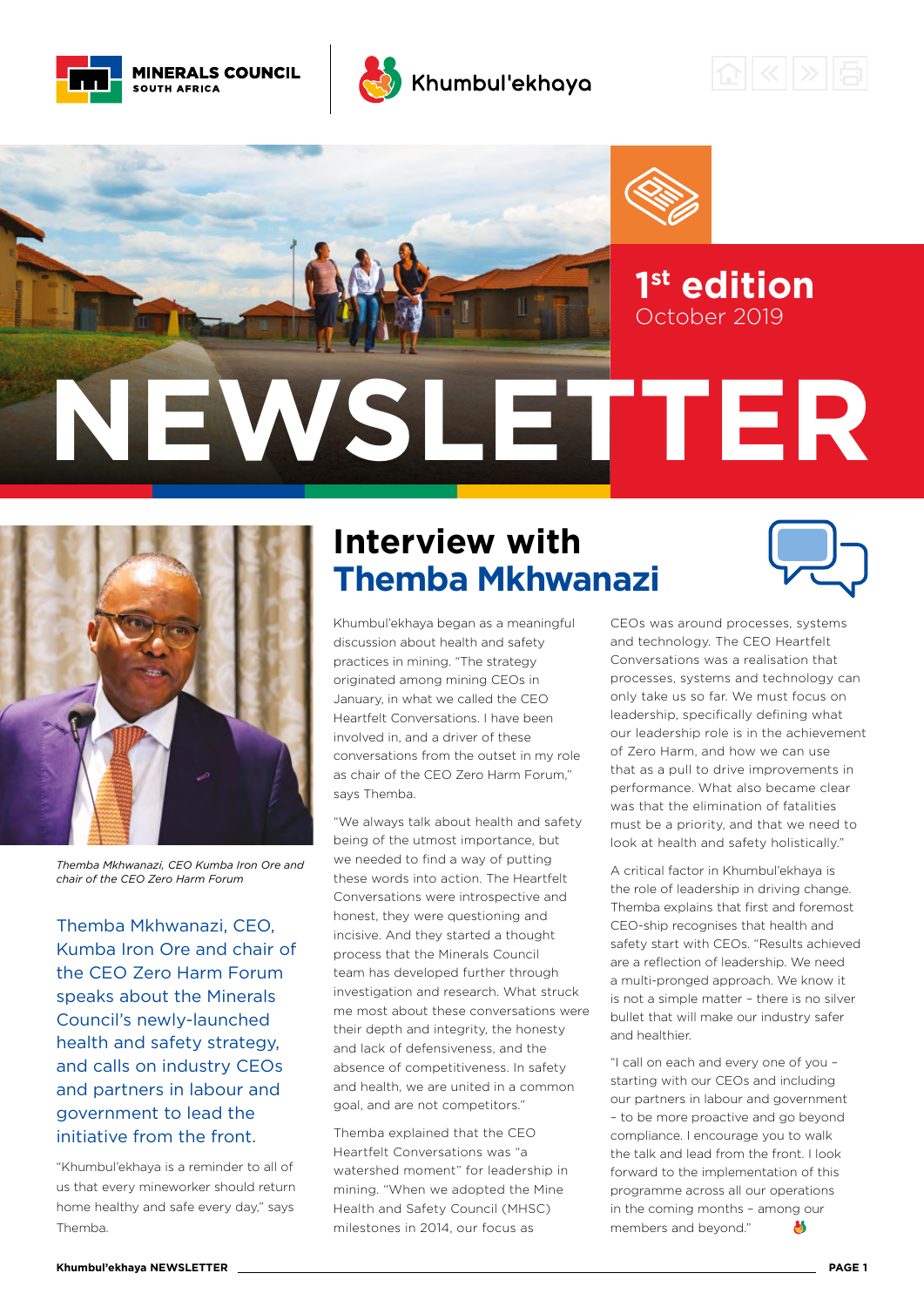MINERALS COUNCIL SOUTH AFRICA

Khumbul'ekhaya

1st edition
October 2019

# NEWSLETTER

Themba Mkhwanazi, CEO Kumba Iron Ore and chair of the CEO Zero Harm Forum

## Interview with Themba Mkhwanazi

**Themba Mkhwanazi, CEO, Kumba Iron Ore and chair of the CEO Zero Harm Forum speaks about the Minerals Council's newly-launched health and safety strategy, and calls on industry CEOs and partners in labour and government to lead the initiative from the front.**

"Khumbul'ekhaya is a reminder to all of us that every mineworker should return home healthy and safe every day," says Themba.

Khumbul'ekhaya began as a meaningful discussion about health and safety practices in mining. "The strategy originated among mining CEOs in January, in what we called the CEO Heartfelt Conversations. I have been involved in, and a driver of these conversations from the outset in my role as chair of the CEO Zero Harm Forum," says Themba.

"We always talk about health and safety being of the utmost importance, but we needed to find a way of putting these words into action. The Heartfelt Conversations were introspective and honest, they were questioning and incisive. And they started a thought process that the Minerals Council team has developed further through investigation and research. What struck me most about these conversations were their depth and integrity, the honesty and lack of defensiveness, and the absence of competitiveness. In safety and health, we are united in a common goal, and are not competitors."

Themba explained that the CEO Heartfelt Conversations was "a watershed moment" for leadership in mining. "When we adopted the Mine Health and Safety Council (MHSC) milestones in 2014, our focus as CEOs was around processes, systems and technology. The CEO Heartfelt Conversations was a realisation that processes, systems and technology can only take us so far. We must focus on leadership, specifically defining what our leadership role is in the achievement of Zero Harm, and how we can use that as a pull to drive improvements in performance. What also became clear was that the elimination of fatalities must be a priority, and that we need to look at health and safety holistically."

A critical factor in Khumbul'ekhaya is the role of leadership in driving change. Themba explains that first and foremost CEO-ship recognises that health and safety start with CEOs. "Results achieved are a reflection of leadership. We need a multi-pronged approach. We know it is not a simple matter – there is no silver bullet that will make our industry safer and healthier.

"I call on each and every one of you – starting with our CEOs and including our partners in labour and government – to be more proactive and go beyond compliance. I encourage you to walk the talk and lead from the front. I look forward to the implementation of this programme across all our operations in the coming months – among our members and beyond."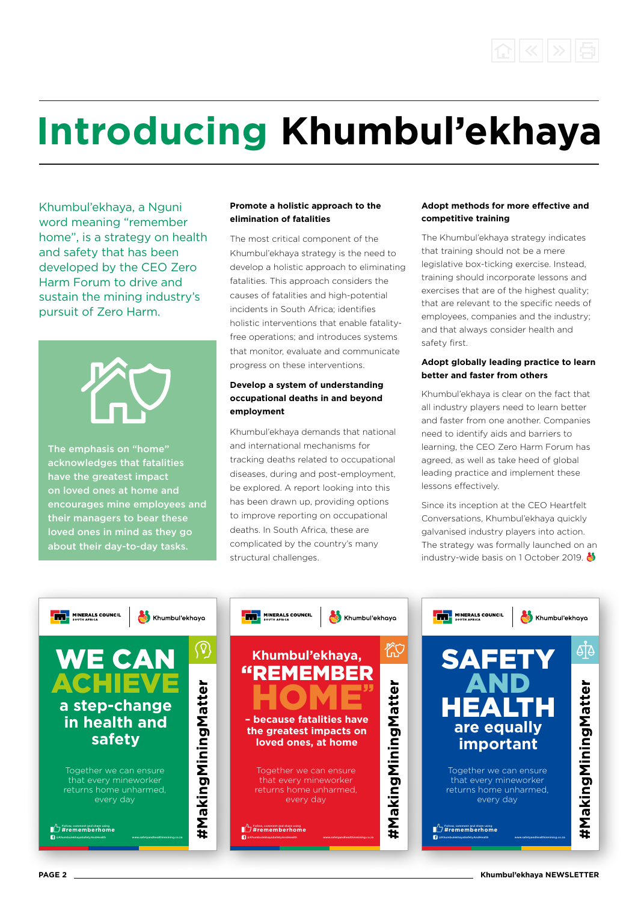# Introducing Khumbul'ekhaya

Khumbul'ekhaya, a Nguni word meaning "remember home", is a strategy on health and safety that has been developed by the CEO Zero Harm Forum to drive and sustain the mining industry's pursuit of Zero Harm.

**The emphasis on "home" acknowledges that fatalities have the greatest impact on loved ones at home and encourages mine employees and their managers to bear these loved ones in mind as they go about their day-to-day tasks.**

### Promote a holistic approach to the elimination of fatalities

The most critical component of the Khumbul'ekhaya strategy is the need to develop a holistic approach to eliminating fatalities. This approach considers the causes of fatalities and high-potential incidents in South Africa; identifies holistic interventions that enable fatality-free operations; and introduces systems that monitor, evaluate and communicate progress on these interventions.

### Develop a system of understanding occupational deaths in and beyond employment

Khumbul'ekhaya demands that national and international mechanisms for tracking deaths related to occupational diseases, during and post-employment, be explored. A report looking into this has been drawn up, providing options to improve reporting on occupational deaths. In South Africa, these are complicated by the country's many structural challenges.

### Adopt methods for more effective and competitive training

The Khumbul'ekhaya strategy indicates that training should not be a mere legislative box-ticking exercise. Instead, training should incorporate lessons and exercises that are of the highest quality; that are relevant to the specific needs of employees, companies and the industry; and that always consider health and safety first.

### Adopt globally leading practice to learn better and faster from others

Khumbul'ekhaya is clear on the fact that all industry players need to learn better and faster from one another. Companies need to identify aids and barriers to learning, the CEO Zero Harm Forum has agreed, as well as take heed of global leading practice and implement these lessons effectively.

Since its inception at the CEO Heartfelt Conversations, Khumbul'ekhaya quickly galvanised industry players into action. The strategy was formally launched on an industry-wide basis on 1 October 2019.

MINERALS COUNCIL SOUTH AFRICA | Khumbul'ekhaya

**WE CAN ACHIEVE a step-change in health and safety**

Together we can ensure that every mineworker returns home unharmed, every day

#MakingMiningMatter

MINERALS COUNCIL SOUTH AFRICA | Khumbul'ekhaya

**Khumbul'ekhaya, "REMEMBER HOME" – because fatalities have the greatest impacts on loved ones, at home**

Together we can ensure that every mineworker returns home unharmed, every day

#MakingMiningMatter

MINERALS COUNCIL SOUTH AFRICA | Khumbul'ekhaya

**SAFETY AND HEALTH are equally important**

Together we can ensure that every mineworker returns home unharmed, every day

#MakingMiningMatter

Follow, comment and share using #rememberhome

@KhumbulekhayaSafetyAndHealth www.safetyandhealthinmining.co.za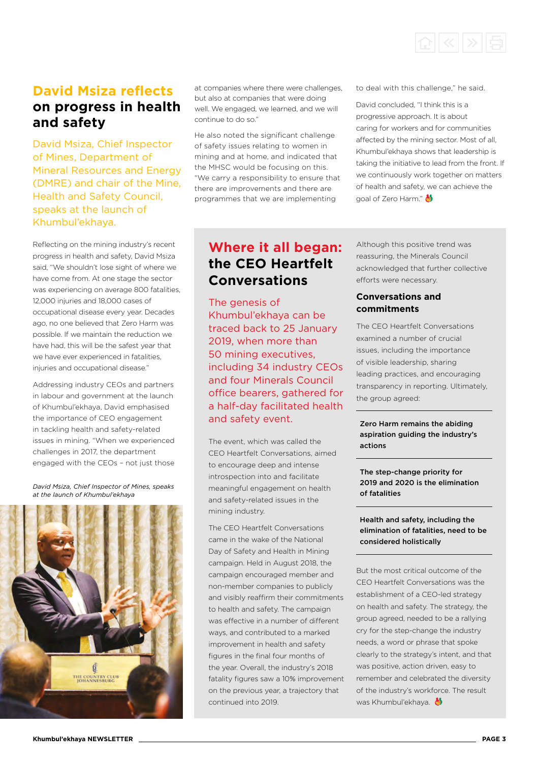## David Msiza reflects on progress in health and safety

David Msiza, Chief Inspector of Mines, Department of Mineral Resources and Energy (DMRE) and chair of the Mine, Health and Safety Council, speaks at the launch of Khumbul'ekhaya.

Reflecting on the mining industry's recent progress in health and safety, David Msiza said, "We shouldn't lose sight of where we have come from. At one stage the sector was experiencing on average 800 fatalities, 12,000 injuries and 18,000 cases of occupational disease every year. Decades ago, no one believed that Zero Harm was possible. If we maintain the reduction we have had, this will be the safest year that we have ever experienced in fatalities, injuries and occupational disease."

Addressing industry CEOs and partners in labour and government at the launch of Khumbul'ekhaya, David emphasised the importance of CEO engagement in tackling health and safety-related issues in mining. "When we experienced challenges in 2017, the department engaged with the CEOs – not just those at companies where there were challenges, but also at companies that were doing well. We engaged, we learned, and we will continue to do so."

He also noted the significant challenge of safety issues relating to women in mining and at home, and indicated that the MHSC would be focusing on this. "We carry a responsibility to ensure that there are improvements and there are programmes that we are implementing to deal with this challenge," he said.

David concluded, "I think this is a progressive approach. It is about caring for workers and for communities affected by the mining sector. Most of all, Khumbul'ekhaya shows that leadership is taking the initiative to lead from the front. If we continuously work together on matters of health and safety, we can achieve the goal of Zero Harm."

*David Msiza, Chief Inspector of Mines, speaks at the launch of Khumbul'ekhaya*

## Where it all began: the CEO Heartfelt Conversations

The genesis of Khumbul'ekhaya can be traced back to 25 January 2019, when more than 50 mining executives, including 34 industry CEOs and four Minerals Council office bearers, gathered for a half-day facilitated health and safety event.

The event, which was called the CEO Heartfelt Conversations, aimed to encourage deep and intense introspection into and facilitate meaningful engagement on health and safety-related issues in the mining industry.

The CEO Heartfelt Conversations came in the wake of the National Day of Safety and Health in Mining campaign. Held in August 2018, the campaign encouraged member and non-member companies to publicly and visibly reaffirm their commitments to health and safety. The campaign was effective in a number of different ways, and contributed to a marked improvement in health and safety figures in the final four months of the year. Overall, the industry's 2018 fatality figures saw a 10% improvement on the previous year, a trajectory that continued into 2019.

Although this positive trend was reassuring, the Minerals Council acknowledged that further collective efforts were necessary.

### Conversations and commitments

The CEO Heartfelt Conversations examined a number of crucial issues, including the importance of visible leadership, sharing leading practices, and encouraging transparency in reporting. Ultimately, the group agreed:

**Zero Harm remains the abiding aspiration guiding the industry's actions**

**The step-change priority for 2019 and 2020 is the elimination of fatalities**

**Health and safety, including the elimination of fatalities, need to be considered holistically**

But the most critical outcome of the CEO Heartfelt Conversations was the establishment of a CEO-led strategy on health and safety. The strategy, the group agreed, needed to be a rallying cry for the step-change the industry needs, a word or phrase that spoke clearly to the strategy's intent, and that was positive, action driven, easy to remember and celebrated the diversity of the industry's workforce. The result was Khumbul'ekhaya.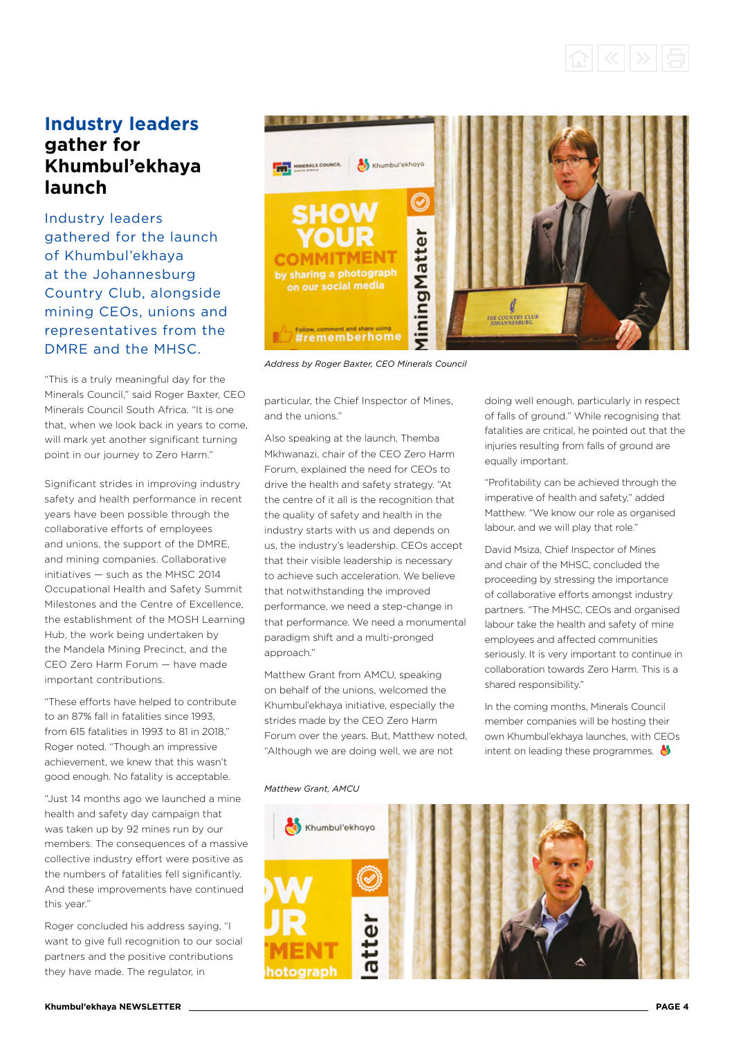# Industry leaders gather for Khumbul'ekhaya launch

Industry leaders gathered for the launch of Khumbul'ekhaya at the Johannesburg Country Club, alongside mining CEOs, unions and representatives from the DMRE and the MHSC.

"This is a truly meaningful day for the Minerals Council," said Roger Baxter, CEO Minerals Council South Africa. "It is one that, when we look back in years to come, will mark yet another significant turning point in our journey to Zero Harm."

Significant strides in improving industry safety and health performance in recent years have been possible through the collaborative efforts of employees and unions, the support of the DMRE, and mining companies. Collaborative initiatives — such as the MHSC 2014 Occupational Health and Safety Summit Milestones and the Centre of Excellence, the establishment of the MOSH Learning Hub, the work being undertaken by the Mandela Mining Precinct, and the CEO Zero Harm Forum — have made important contributions.

"These efforts have helped to contribute to an 87% fall in fatalities since 1993, from 615 fatalities in 1993 to 81 in 2018," Roger noted. "Though an impressive achievement, we knew that this wasn't good enough. No fatality is acceptable.

"Just 14 months ago we launched a mine health and safety day campaign that was taken up by 92 mines run by our members. The consequences of a massive collective industry effort were positive as the numbers of fatalities fell significantly. And these improvements have continued this year."

Roger concluded his address saying, "I want to give full recognition to our social partners and the positive contributions they have made. The regulator, in particular, the Chief Inspector of Mines, and the unions."

*Address by Roger Baxter, CEO Minerals Council*

Also speaking at the launch, Themba Mkhwanazi, chair of the CEO Zero Harm Forum, explained the need for CEOs to drive the health and safety strategy. "At the centre of it all is the recognition that the quality of safety and health in the industry starts with us and depends on us, the industry's leadership. CEOs accept that their visible leadership is necessary to achieve such acceleration. We believe that notwithstanding the improved performance, we need a step-change in that performance. We need a monumental paradigm shift and a multi-pronged approach."

Matthew Grant from AMCU, speaking on behalf of the unions, welcomed the Khumbul'ekhaya initiative, especially the strides made by the CEO Zero Harm Forum over the years. But, Matthew noted, "Although we are doing well, we are not doing well enough, particularly in respect of falls of ground." While recognising that fatalities are critical, he pointed out that the injuries resulting from falls of ground are equally important.

"Profitability can be achieved through the imperative of health and safety," added Matthew. "We know our role as organised labour, and we will play that role."

David Msiza, Chief Inspector of Mines and chair of the MHSC, concluded the proceeding by stressing the importance of collaborative efforts amongst industry partners. "The MHSC, CEOs and organised labour take the health and safety of mine employees and affected communities seriously. It is very important to continue in collaboration towards Zero Harm. This is a shared responsibility."

In the coming months, Minerals Council member companies will be hosting their own Khumbul'ekhaya launches, with CEOs intent on leading these programmes.

*Matthew Grant, AMCU*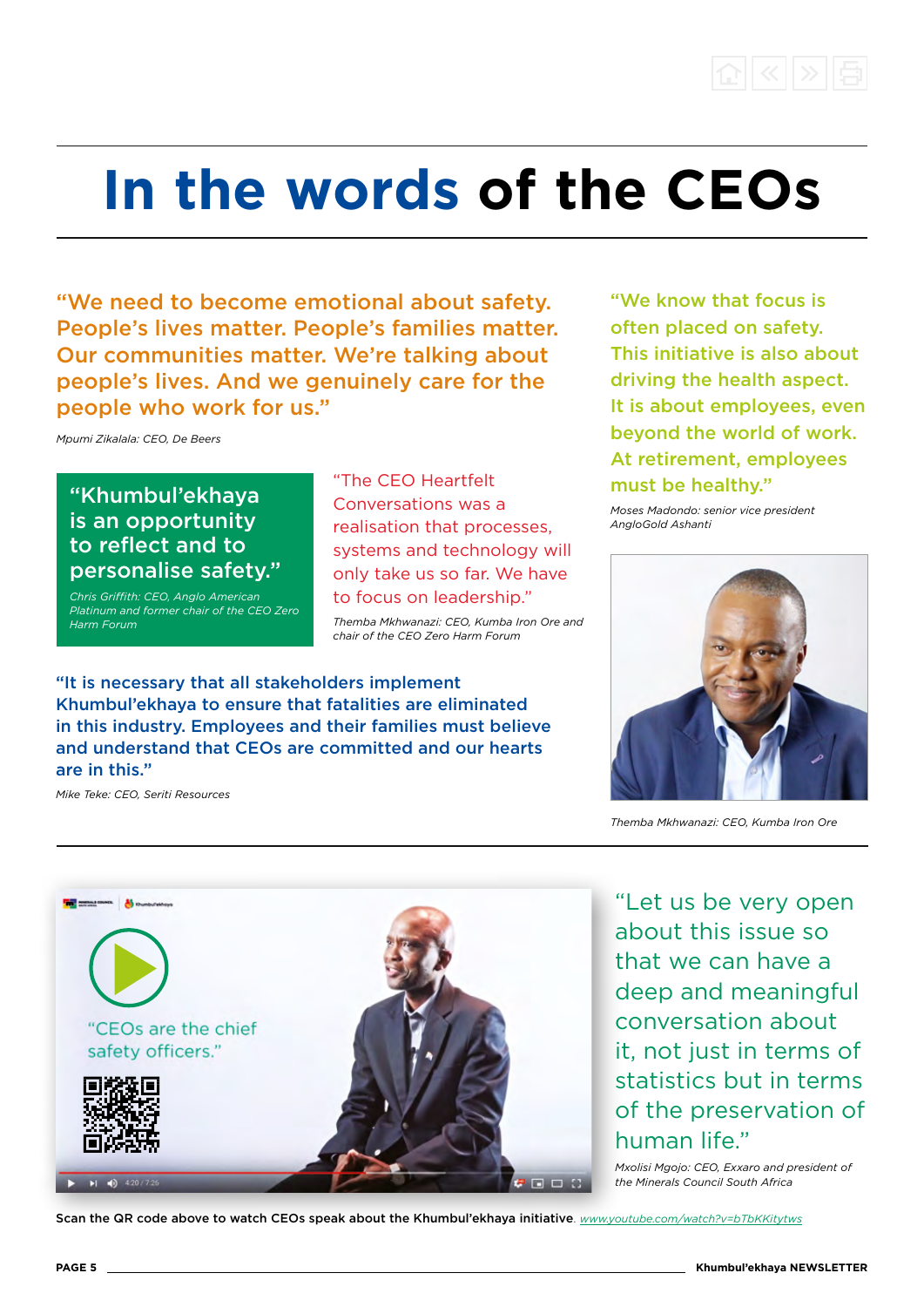# In the words of the CEOs

"We need to become emotional about safety. People's lives matter. People's families matter. Our communities matter. We're talking about people's lives. And we genuinely care for the people who work for us."

*Mpumi Zikalala: CEO, De Beers*

"Khumbul'ekhaya is an opportunity to reflect and to personalise safety."

*Chris Griffith: CEO, Anglo American Platinum and former chair of the CEO Zero Harm Forum*

"The CEO Heartfelt Conversations was a realisation that processes, systems and technology will only take us so far. We have to focus on leadership."

*Themba Mkhwanazi: CEO, Kumba Iron Ore and chair of the CEO Zero Harm Forum*

"We know that focus is often placed on safety. This initiative is also about driving the health aspect. It is about employees, even beyond the world of work. At retirement, employees must be healthy."

*Moses Madondo: senior vice president AngloGold Ashanti*

"It is necessary that all stakeholders implement Khumbul'ekhaya to ensure that fatalities are eliminated in this industry. Employees and their families must believe and understand that CEOs are committed and our hearts are in this."

*Mike Teke: CEO, Seriti Resources*

*Themba Mkhwanazi: CEO, Kumba Iron Ore*

"CEOs are the chief safety officers."

"Let us be very open about this issue so that we can have a deep and meaningful conversation about it, not just in terms of statistics but in terms of the preservation of human life."

*Mxolisi Mgojo: CEO, Exxaro and president of the Minerals Council South Africa*

Scan the QR code above to watch CEOs speak about the Khumbul'ekhaya initiative. www.youtube.com/watch?v=bTbKKitytws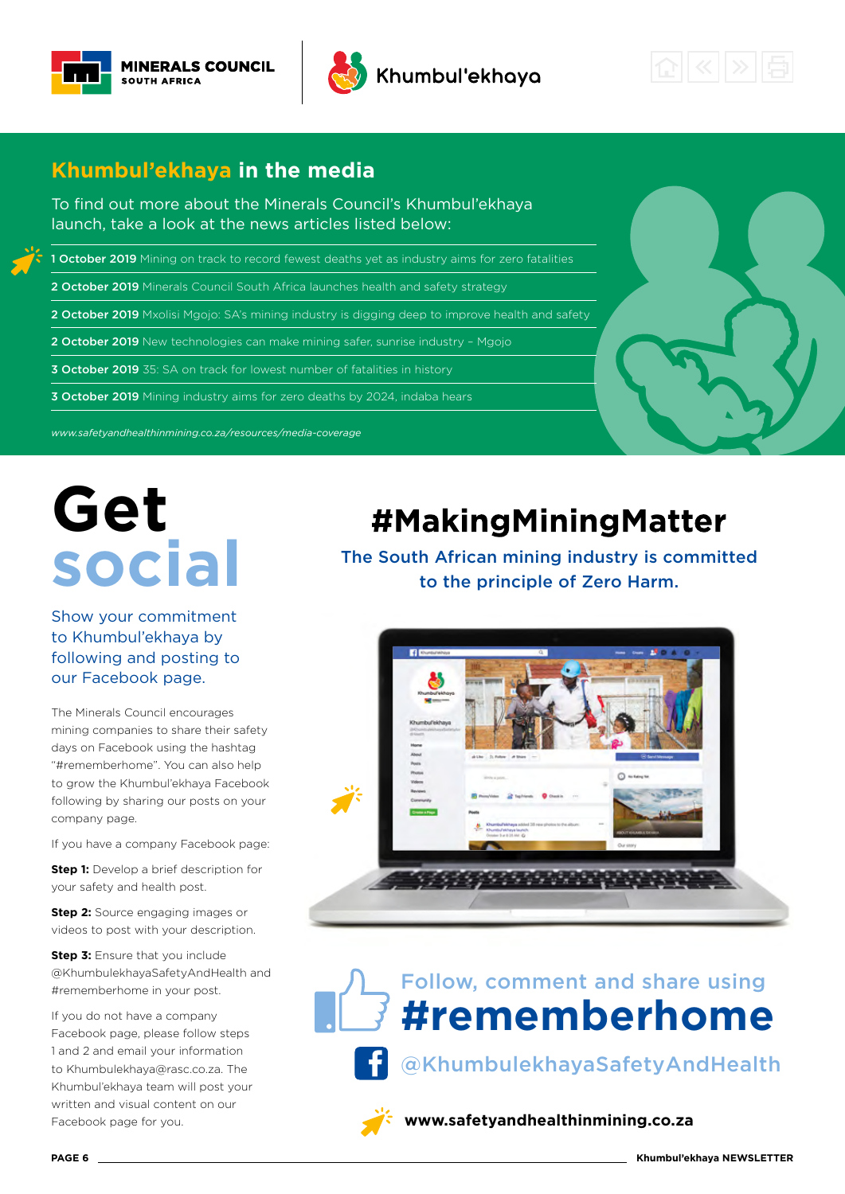## Khumbul'ekhaya in the media

To find out more about the Minerals Council's Khumbul'ekhaya launch, take a look at the news articles listed below:

**1 October 2019** Mining on track to record fewest deaths yet as industry aims for zero fatalities

**2 October 2019** Minerals Council South Africa launches health and safety strategy

**2 October 2019** Mxolisi Mgojo: SA's mining industry is digging deep to improve health and safety

**2 October 2019** New technologies can make mining safer, sunrise industry – Mgojo

**3 October 2019** 35: SA on track for lowest number of fatalities in history

**3 October 2019** Mining industry aims for zero deaths by 2024, indaba hears

*www.safetyandhealthinmining.co.za/resources/media-coverage*

# Get social

Show your commitment to Khumbul'ekhaya by following and posting to our Facebook page.

The Minerals Council encourages mining companies to share their safety days on Facebook using the hashtag "#rememberhome". You can also help to grow the Khumbul'ekhaya Facebook following by sharing our posts on your company page.

If you have a company Facebook page:

**Step 1:** Develop a brief description for your safety and health post.

**Step 2:** Source engaging images or videos to post with your description.

**Step 3:** Ensure that you include @KhumbulekhayaSafetyAndHealth and #rememberhome in your post.

If you do not have a company Facebook page, please follow steps 1 and 2 and email your information to Khumbulekhaya@rasc.co.za. The Khumbul'ekhaya team will post your written and visual content on our Facebook page for you.

## #MakingMiningMatter

The South African mining industry is committed to the principle of Zero Harm.

Follow, comment and share using

**#rememberhome**

@KhumbulekhayaSafetyAndHealth

**www.safetyandhealthinmining.co.za**